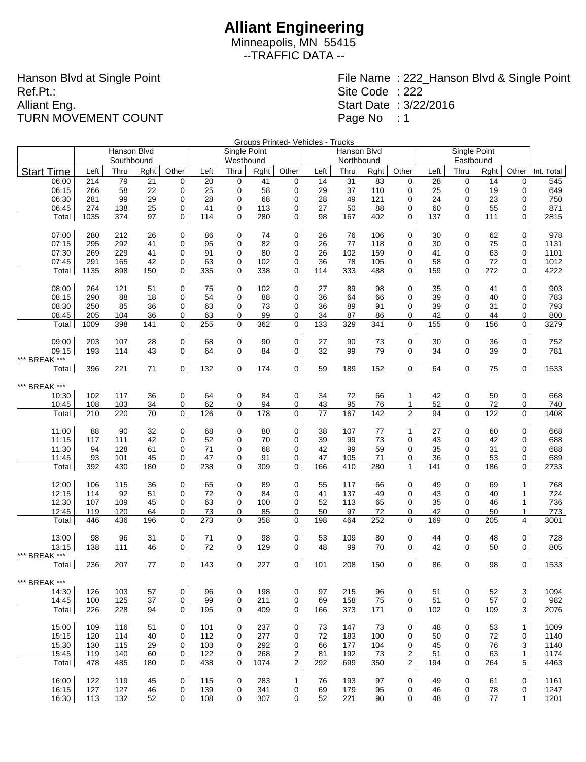# Alliant Engineering

Minneapolis, MN 55415

--TRAFFIC DATA --

Hanson Blvd at Single Point
Ref.Pt.:
Alliant Eng.
TURN MOVEMENT COUNT

File Name : 222_Hanson Blvd & Single Point
Site Code : 222
Start Date : 3/22/2016
Page No : 1

Groups Printed- Vehicles - Trucks

| | Hanson Blvd Southbound | | | | Single Point Westbound | | | | Hanson Blvd Northbound | | | | Single Point Eastbound | | | | |
|---|---|---|---|---|---|---|---|---|---|---|---|---|---|---|---|---|---|
| Start Time | Left | Thru | Rght | Other | Left | Thru | Rght | Other | Left | Thru | Rght | Other | Left | Thru | Rght | Other | Int. Total |
| 06:00 | 214 | 79 | 21 | 0 | 20 | 0 | 41 | 0 | 14 | 31 | 83 | 0 | 28 | 0 | 14 | 0 | 545 |
| 06:15 | 266 | 58 | 22 | 0 | 25 | 0 | 58 | 0 | 29 | 37 | 110 | 0 | 25 | 0 | 19 | 0 | 649 |
| 06:30 | 281 | 99 | 29 | 0 | 28 | 0 | 68 | 0 | 28 | 49 | 121 | 0 | 24 | 0 | 23 | 0 | 750 |
| 06:45 | 274 | 138 | 25 | 0 | 41 | 0 | 113 | 0 | 27 | 50 | 88 | 0 | 60 | 0 | 55 | 0 | 871 |
| Total | 1035 | 374 | 97 | 0 | 114 | 0 | 280 | 0 | 98 | 167 | 402 | 0 | 137 | 0 | 111 | 0 | 2815 |
| 07:00 | 280 | 212 | 26 | 0 | 86 | 0 | 74 | 0 | 26 | 76 | 106 | 0 | 30 | 0 | 62 | 0 | 978 |
| 07:15 | 295 | 292 | 41 | 0 | 95 | 0 | 82 | 0 | 26 | 77 | 118 | 0 | 30 | 0 | 75 | 0 | 1131 |
| 07:30 | 269 | 229 | 41 | 0 | 91 | 0 | 80 | 0 | 26 | 102 | 159 | 0 | 41 | 0 | 63 | 0 | 1101 |
| 07:45 | 291 | 165 | 42 | 0 | 63 | 0 | 102 | 0 | 36 | 78 | 105 | 0 | 58 | 0 | 72 | 0 | 1012 |
| Total | 1135 | 898 | 150 | 0 | 335 | 0 | 338 | 0 | 114 | 333 | 488 | 0 | 159 | 0 | 272 | 0 | 4222 |
| 08:00 | 264 | 121 | 51 | 0 | 75 | 0 | 102 | 0 | 27 | 89 | 98 | 0 | 35 | 0 | 41 | 0 | 903 |
| 08:15 | 290 | 88 | 18 | 0 | 54 | 0 | 88 | 0 | 36 | 64 | 66 | 0 | 39 | 0 | 40 | 0 | 783 |
| 08:30 | 250 | 85 | 36 | 0 | 63 | 0 | 73 | 0 | 36 | 89 | 91 | 0 | 39 | 0 | 31 | 0 | 793 |
| 08:45 | 205 | 104 | 36 | 0 | 63 | 0 | 99 | 0 | 34 | 87 | 86 | 0 | 42 | 0 | 44 | 0 | 800 |
| Total | 1009 | 398 | 141 | 0 | 255 | 0 | 362 | 0 | 133 | 329 | 341 | 0 | 155 | 0 | 156 | 0 | 3279 |
| 09:00 | 203 | 107 | 28 | 0 | 68 | 0 | 90 | 0 | 27 | 90 | 73 | 0 | 30 | 0 | 36 | 0 | 752 |
| 09:15 | 193 | 114 | 43 | 0 | 64 | 0 | 84 | 0 | 32 | 99 | 79 | 0 | 34 | 0 | 39 | 0 | 781 |
| *** BREAK *** | | | | | | | | | | | | | | | | | |
| Total | 396 | 221 | 71 | 0 | 132 | 0 | 174 | 0 | 59 | 189 | 152 | 0 | 64 | 0 | 75 | 0 | 1533 |
| *** BREAK *** | | | | | | | | | | | | | | | | | |
| 10:30 | 102 | 117 | 36 | 0 | 64 | 0 | 84 | 0 | 34 | 72 | 66 | 1 | 42 | 0 | 50 | 0 | 668 |
| 10:45 | 108 | 103 | 34 | 0 | 62 | 0 | 94 | 0 | 43 | 95 | 76 | 1 | 52 | 0 | 72 | 0 | 740 |
| Total | 210 | 220 | 70 | 0 | 126 | 0 | 178 | 0 | 77 | 167 | 142 | 2 | 94 | 0 | 122 | 0 | 1408 |
| 11:00 | 88 | 90 | 32 | 0 | 68 | 0 | 80 | 0 | 38 | 107 | 77 | 1 | 27 | 0 | 60 | 0 | 668 |
| 11:15 | 117 | 111 | 42 | 0 | 52 | 0 | 70 | 0 | 39 | 99 | 73 | 0 | 43 | 0 | 42 | 0 | 688 |
| 11:30 | 94 | 128 | 61 | 0 | 71 | 0 | 68 | 0 | 42 | 99 | 59 | 0 | 35 | 0 | 31 | 0 | 688 |
| 11:45 | 93 | 101 | 45 | 0 | 47 | 0 | 91 | 0 | 47 | 105 | 71 | 0 | 36 | 0 | 53 | 0 | 689 |
| Total | 392 | 430 | 180 | 0 | 238 | 0 | 309 | 0 | 166 | 410 | 280 | 1 | 141 | 0 | 186 | 0 | 2733 |
| 12:00 | 106 | 115 | 36 | 0 | 65 | 0 | 89 | 0 | 55 | 117 | 66 | 0 | 49 | 0 | 69 | 1 | 768 |
| 12:15 | 114 | 92 | 51 | 0 | 72 | 0 | 84 | 0 | 41 | 137 | 49 | 0 | 43 | 0 | 40 | 1 | 724 |
| 12:30 | 107 | 109 | 45 | 0 | 63 | 0 | 100 | 0 | 52 | 113 | 65 | 0 | 35 | 0 | 46 | 1 | 736 |
| 12:45 | 119 | 120 | 64 | 0 | 73 | 0 | 85 | 0 | 50 | 97 | 72 | 0 | 42 | 0 | 50 | 1 | 773 |
| Total | 446 | 436 | 196 | 0 | 273 | 0 | 358 | 0 | 198 | 464 | 252 | 0 | 169 | 0 | 205 | 4 | 3001 |
| 13:00 | 98 | 96 | 31 | 0 | 71 | 0 | 98 | 0 | 53 | 109 | 80 | 0 | 44 | 0 | 48 | 0 | 728 |
| 13:15 | 138 | 111 | 46 | 0 | 72 | 0 | 129 | 0 | 48 | 99 | 70 | 0 | 42 | 0 | 50 | 0 | 805 |
| *** BREAK *** | | | | | | | | | | | | | | | | | |
| Total | 236 | 207 | 77 | 0 | 143 | 0 | 227 | 0 | 101 | 208 | 150 | 0 | 86 | 0 | 98 | 0 | 1533 |
| *** BREAK *** | | | | | | | | | | | | | | | | | |
| 14:30 | 126 | 103 | 57 | 0 | 96 | 0 | 198 | 0 | 97 | 215 | 96 | 0 | 51 | 0 | 52 | 3 | 1094 |
| 14:45 | 100 | 125 | 37 | 0 | 99 | 0 | 211 | 0 | 69 | 158 | 75 | 0 | 51 | 0 | 57 | 0 | 982 |
| Total | 226 | 228 | 94 | 0 | 195 | 0 | 409 | 0 | 166 | 373 | 171 | 0 | 102 | 0 | 109 | 3 | 2076 |
| 15:00 | 109 | 116 | 51 | 0 | 101 | 0 | 237 | 0 | 73 | 147 | 73 | 0 | 48 | 0 | 53 | 1 | 1009 |
| 15:15 | 120 | 114 | 40 | 0 | 112 | 0 | 277 | 0 | 72 | 183 | 100 | 0 | 50 | 0 | 72 | 0 | 1140 |
| 15:30 | 130 | 115 | 29 | 0 | 103 | 0 | 292 | 0 | 66 | 177 | 104 | 0 | 45 | 0 | 76 | 3 | 1140 |
| 15:45 | 119 | 140 | 60 | 0 | 122 | 0 | 268 | 2 | 81 | 192 | 73 | 2 | 51 | 0 | 63 | 1 | 1174 |
| Total | 478 | 485 | 180 | 0 | 438 | 0 | 1074 | 2 | 292 | 699 | 350 | 2 | 194 | 0 | 264 | 5 | 4463 |
| 16:00 | 122 | 119 | 45 | 0 | 115 | 0 | 283 | 1 | 76 | 193 | 97 | 0 | 49 | 0 | 61 | 0 | 1161 |
| 16:15 | 127 | 127 | 46 | 0 | 139 | 0 | 341 | 0 | 69 | 179 | 95 | 0 | 46 | 0 | 78 | 0 | 1247 |
| 16:30 | 113 | 132 | 52 | 0 | 108 | 0 | 307 | 0 | 52 | 221 | 90 | 0 | 48 | 0 | 77 | 1 | 1201 |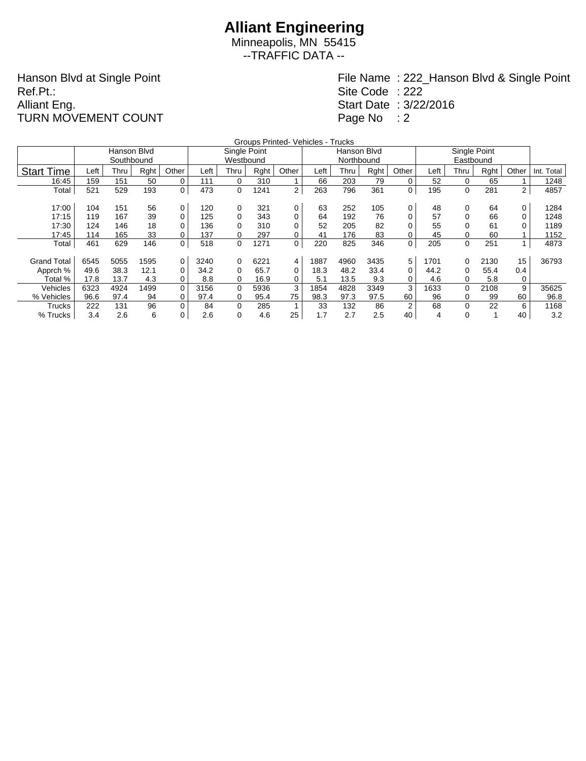# Alliant Engineering

Minneapolis, MN 55415

--TRAFFIC DATA --

Hanson Blvd at Single Point
Ref.Pt.:
Alliant Eng.
TURN MOVEMENT COUNT

File Name : 222_Hanson Blvd & Single Point
Site Code : 222
Start Date : 3/22/2016
Page No : 2

Groups Printed- Vehicles - Trucks

| | Hanson Blvd Southbound | | | | Single Point Westbound | | | | Hanson Blvd Northbound | | | | Single Point Eastbound | | | | |
|---|---|---|---|---|---|---|---|---|---|---|---|---|---|---|---|---|---|
| Start Time | Left | Thru | Rght | Other | Left | Thru | Rght | Other | Left | Thru | Rght | Other | Left | Thru | Rght | Other | Int. Total |
| 16:45 | 159 | 151 | 50 | 0 | 111 | 0 | 310 | 1 | 66 | 203 | 79 | 0 | 52 | 0 | 65 | 1 | 1248 |
| Total | 521 | 529 | 193 | 0 | 473 | 0 | 1241 | 2 | 263 | 796 | 361 | 0 | 195 | 0 | 281 | 2 | 4857 |
| | | | | | | | | | | | | | | | | | |
| 17:00 | 104 | 151 | 56 | 0 | 120 | 0 | 321 | 0 | 63 | 252 | 105 | 0 | 48 | 0 | 64 | 0 | 1284 |
| 17:15 | 119 | 167 | 39 | 0 | 125 | 0 | 343 | 0 | 64 | 192 | 76 | 0 | 57 | 0 | 66 | 0 | 1248 |
| 17:30 | 124 | 146 | 18 | 0 | 136 | 0 | 310 | 0 | 52 | 205 | 82 | 0 | 55 | 0 | 61 | 0 | 1189 |
| 17:45 | 114 | 165 | 33 | 0 | 137 | 0 | 297 | 0 | 41 | 176 | 83 | 0 | 45 | 0 | 60 | 1 | 1152 |
| Total | 461 | 629 | 146 | 0 | 518 | 0 | 1271 | 0 | 220 | 825 | 346 | 0 | 205 | 0 | 251 | 1 | 4873 |
| | | | | | | | | | | | | | | | | | |
| Grand Total | 6545 | 5055 | 1595 | 0 | 3240 | 0 | 6221 | 4 | 1887 | 4960 | 3435 | 5 | 1701 | 0 | 2130 | 15 | 36793 |
| Apprch % | 49.6 | 38.3 | 12.1 | 0 | 34.2 | 0 | 65.7 | 0 | 18.3 | 48.2 | 33.4 | 0 | 44.2 | 0 | 55.4 | 0.4 | |
| Total % | 17.8 | 13.7 | 4.3 | 0 | 8.8 | 0 | 16.9 | 0 | 5.1 | 13.5 | 9.3 | 0 | 4.6 | 0 | 5.8 | 0 | |
| Vehicles | 6323 | 4924 | 1499 | 0 | 3156 | 0 | 5936 | 3 | 1854 | 4828 | 3349 | 3 | 1633 | 0 | 2108 | 9 | 35625 |
| % Vehicles | 96.6 | 97.4 | 94 | 0 | 97.4 | 0 | 95.4 | 75 | 98.3 | 97.3 | 97.5 | 60 | 96 | 0 | 99 | 60 | 96.8 |
| Trucks | 222 | 131 | 96 | 0 | 84 | 0 | 285 | 1 | 33 | 132 | 86 | 2 | 68 | 0 | 22 | 6 | 1168 |
| % Trucks | 3.4 | 2.6 | 6 | 0 | 2.6 | 0 | 4.6 | 25 | 1.7 | 2.7 | 2.5 | 40 | 4 | 0 | 1 | 40 | 3.2 |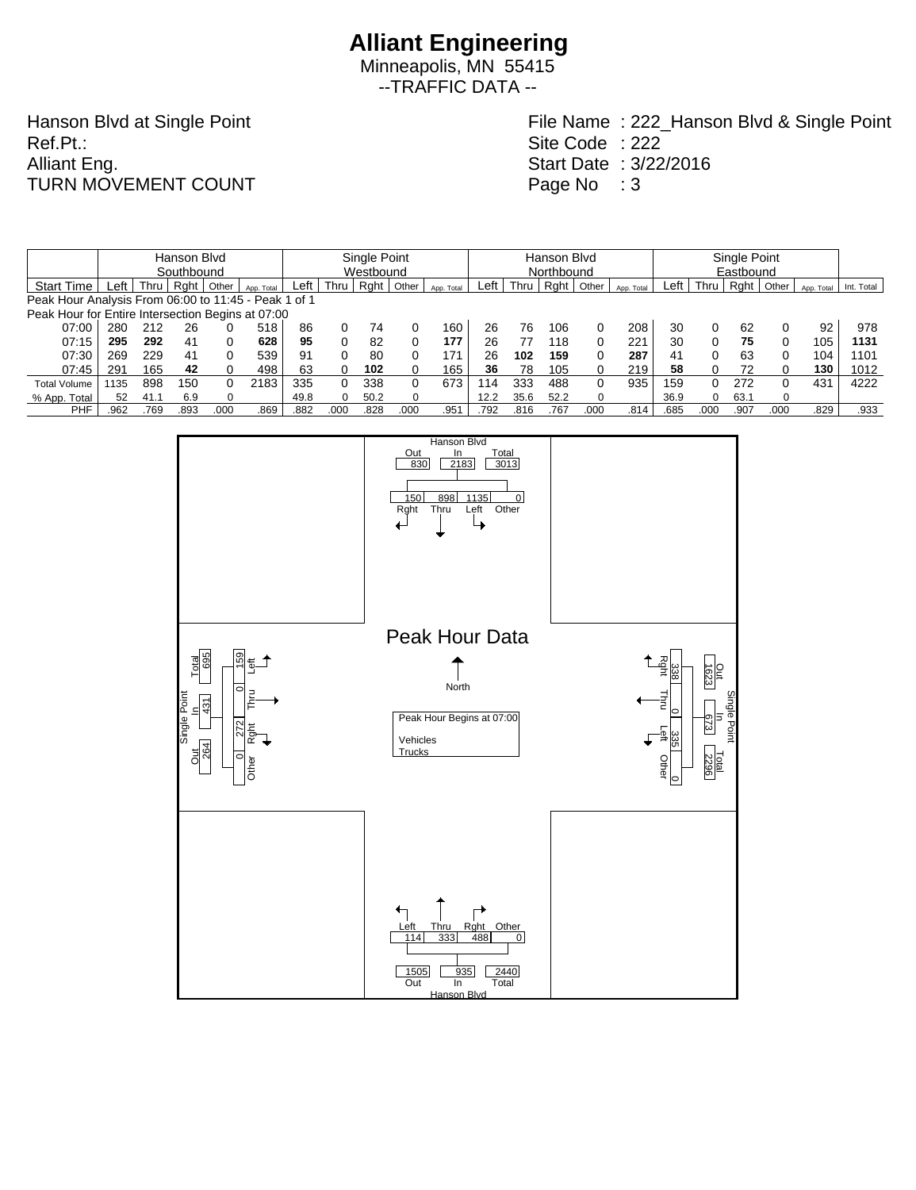# Alliant Engineering

Minneapolis, MN 55415

--TRAFFIC DATA --

Hanson Blvd at Single Point
Ref.Pt.:
Alliant Eng.
TURN MOVEMENT COUNT

File Name : 222_Hanson Blvd & Single Point
Site Code : 222
Start Date : 3/22/2016
Page No : 3

| | Hanson Blvd Southbound | | | | | Single Point Westbound | | | | | Hanson Blvd Northbound | | | | | Single Point Eastbound | | | | | |
|---|---|---|---|---|---|---|---|---|---|---|---|---|---|---|---|---|---|---|---|---|---|
| Start Time | Left | Thru | Rght | Other | App. Total | Left | Thru | Rght | Other | App. Total | Left | Thru | Rght | Other | App. Total | Left | Thru | Rght | Other | App. Total | Int. Total |
| Peak Hour Analysis From 06:00 to 11:45 - Peak 1 of 1 | | | | | | | | | | | | | | | | | | | | | |
| Peak Hour for Entire Intersection Begins at 07:00 | | | | | | | | | | | | | | | | | | | | | |
| 07:00 | 280 | 212 | 26 | 0 | 518 | 86 | 0 | 74 | 0 | 160 | 26 | 76 | 106 | 0 | 208 | 30 | 0 | 62 | 0 | 92 | 978 |
| 07:15 | **295** | **292** | 41 | 0 | **628** | **95** | 0 | 82 | 0 | **177** | 26 | 77 | 118 | 0 | 221 | 30 | 0 | **75** | 0 | 105 | **1131** |
| 07:30 | 269 | 229 | 41 | 0 | 539 | 91 | 0 | 80 | 0 | 171 | 26 | **102** | **159** | 0 | **287** | 41 | 0 | 63 | 0 | 104 | 1101 |
| 07:45 | 291 | 165 | **42** | 0 | 498 | 63 | 0 | **102** | 0 | 165 | **36** | 78 | 105 | 0 | 219 | **58** | 0 | 72 | 0 | **130** | 1012 |
| Total Volume | 1135 | 898 | 150 | 0 | 2183 | 335 | 0 | 338 | 0 | 673 | 114 | 333 | 488 | 0 | 935 | 159 | 0 | 272 | 0 | 431 | 4222 |
| % App. Total | 52 | 41.1 | 6.9 | 0 | | 49.8 | 0 | 50.2 | 0 | | 12.2 | 35.6 | 52.2 | 0 | | 36.9 | 0 | 63.1 | 0 | | |
| PHF | .962 | .769 | .893 | .000 | .869 | .882 | .000 | .828 | .000 | .951 | .792 | .816 | .767 | .000 | .814 | .685 | .000 | .907 | .000 | .829 | .933 |

## Peak Hour Data

Peak Hour Begins at 07:00

Vehicles
Trucks

**Hanson Blvd (North):** Out 830, In 2183, Total 3013; Rght 150, Thru 898, Left 1135, Other 0

**Single Point (West):** Out 264, In 431, Total 695; Left 159, Thru 0, Rght 272, Other 0

**Single Point (East):** Out 1623, In 673, Total 2296; Rght 338, Thru 0, Left 335, Other 0

**Hanson Blvd (South):** Out 1505, In 935, Total 2440; Left 114, Thru 333, Rght 488, Other 0

North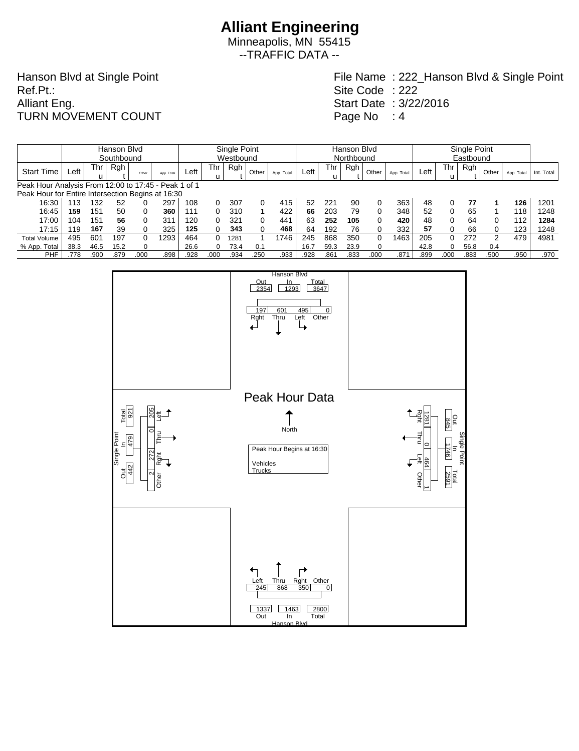# Alliant Engineering

Minneapolis, MN 55415
--TRAFFIC DATA --

Hanson Blvd at Single Point
Ref.Pt.:
Alliant Eng.
TURN MOVEMENT COUNT

File Name : 222_Hanson Blvd & Single Point
Site Code : 222
Start Date : 3/22/2016
Page No : 4

| | Hanson Blvd Southbound | | | | | Single Point Westbound | | | | | Hanson Blvd Northbound | | | | | Single Point Eastbound | | | | | |
|---|---|---|---|---|---|---|---|---|---|---|---|---|---|---|---|---|---|---|---|---|---|
| Start Time | Left | Thru | Rght | Other | App. Total | Left | Thru | Rght | Other | App. Total | Left | Thru | Rght | Other | App. Total | Left | Thru | Rght | Other | App. Total | Int. Total |
| Peak Hour Analysis From 12:00 to 17:45 - Peak 1 of 1 | | | | | | | | | | | | | | | | | | | | | |
| Peak Hour for Entire Intersection Begins at 16:30 | | | | | | | | | | | | | | | | | | | | | |
| 16:30 | 113 | 132 | 52 | 0 | 297 | 108 | 0 | 307 | 0 | 415 | 52 | 221 | 90 | 0 | 363 | 48 | 0 | **77** | **1** | **126** | 1201 |
| 16:45 | **159** | 151 | 50 | 0 | **360** | 111 | 0 | 310 | **1** | 422 | **66** | 203 | 79 | 0 | 348 | 52 | 0 | 65 | 1 | 118 | 1248 |
| 17:00 | 104 | 151 | **56** | 0 | 311 | 120 | 0 | 321 | 0 | 441 | 63 | **252** | **105** | 0 | **420** | 48 | 0 | 64 | 0 | 112 | **1284** |
| 17:15 | 119 | **167** | 39 | 0 | 325 | **125** | 0 | **343** | 0 | **468** | 64 | 192 | 76 | 0 | 332 | **57** | 0 | 66 | 0 | 123 | 1248 |
| Total Volume | 495 | 601 | 197 | 0 | 1293 | 464 | 0 | 1281 | 1 | 1746 | 245 | 868 | 350 | 0 | 1463 | 205 | 0 | 272 | 2 | 479 | 4981 |
| % App. Total | 38.3 | 46.5 | 15.2 | 0 | | 26.6 | 0 | 73.4 | 0.1 | | 16.7 | 59.3 | 23.9 | 0 | | 42.8 | 0 | 56.8 | 0.4 | | |
| PHF | .778 | .900 | .879 | .000 | .898 | .928 | .000 | .934 | .250 | .933 | .928 | .861 | .833 | .000 | .871 | .899 | .000 | .883 | .500 | .950 | .970 |

Peak Hour Data

Hanson Blvd
Out 2354 In 1293 Total 3647
197 Rght 601 Thru 495 Left 0 Other

Single Point
Total 921 In 479 Out 442
205 Left 0 Thru 272 Rght 2 Other

Single Point
Out 845 In 1746 Total 2591
1281 Rght 0 Thru 464 Left 1 Other

North

Peak Hour Begins at 16:30

Vehicles
Trucks

Left 245 Thru 868 Rght 350 Other 0
Out 1337 In 1463 Total 2800
Hanson Blvd